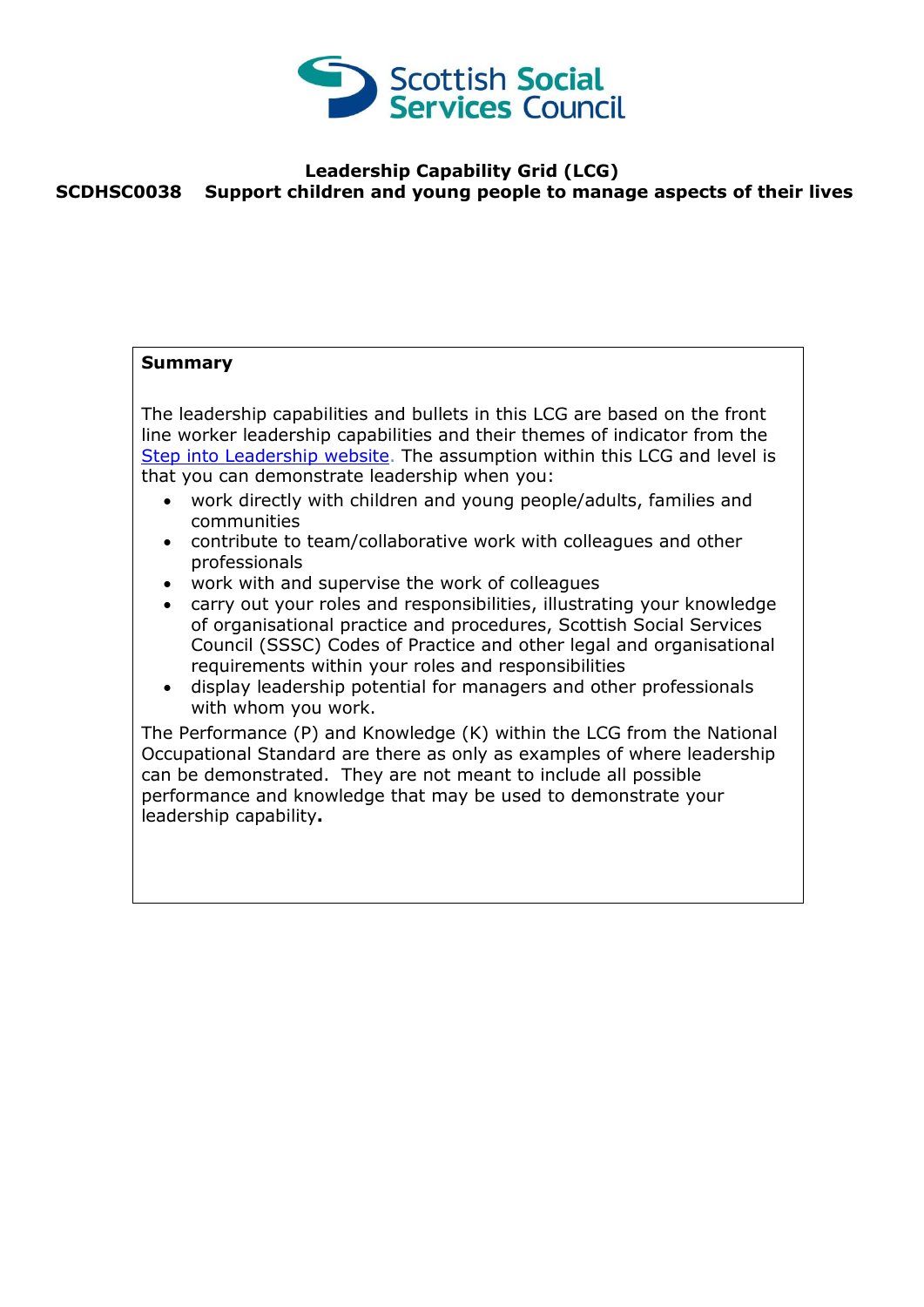Scottish Social Services Council

# Leadership Capability Grid (LCG)

## SCDHSC0038 Support children and young people to manage aspects of their lives

**Summary**

The leadership capabilities and bullets in this LCG are based on the front line worker leadership capabilities and their themes of indicator from the [Step into Leadership website](). The assumption within this LCG and level is that you can demonstrate leadership when you:

- work directly with children and young people/adults, families and communities
- contribute to team/collaborative work with colleagues and other professionals
- work with and supervise the work of colleagues
- carry out your roles and responsibilities, illustrating your knowledge of organisational practice and procedures, Scottish Social Services Council (SSSC) Codes of Practice and other legal and organisational requirements within your roles and responsibilities
- display leadership potential for managers and other professionals with whom you work.

The Performance (P) and Knowledge (K) within the LCG from the National Occupational Standard are there as only as examples of where leadership can be demonstrated. They are not meant to include all possible performance and knowledge that may be used to demonstrate your leadership capability**.**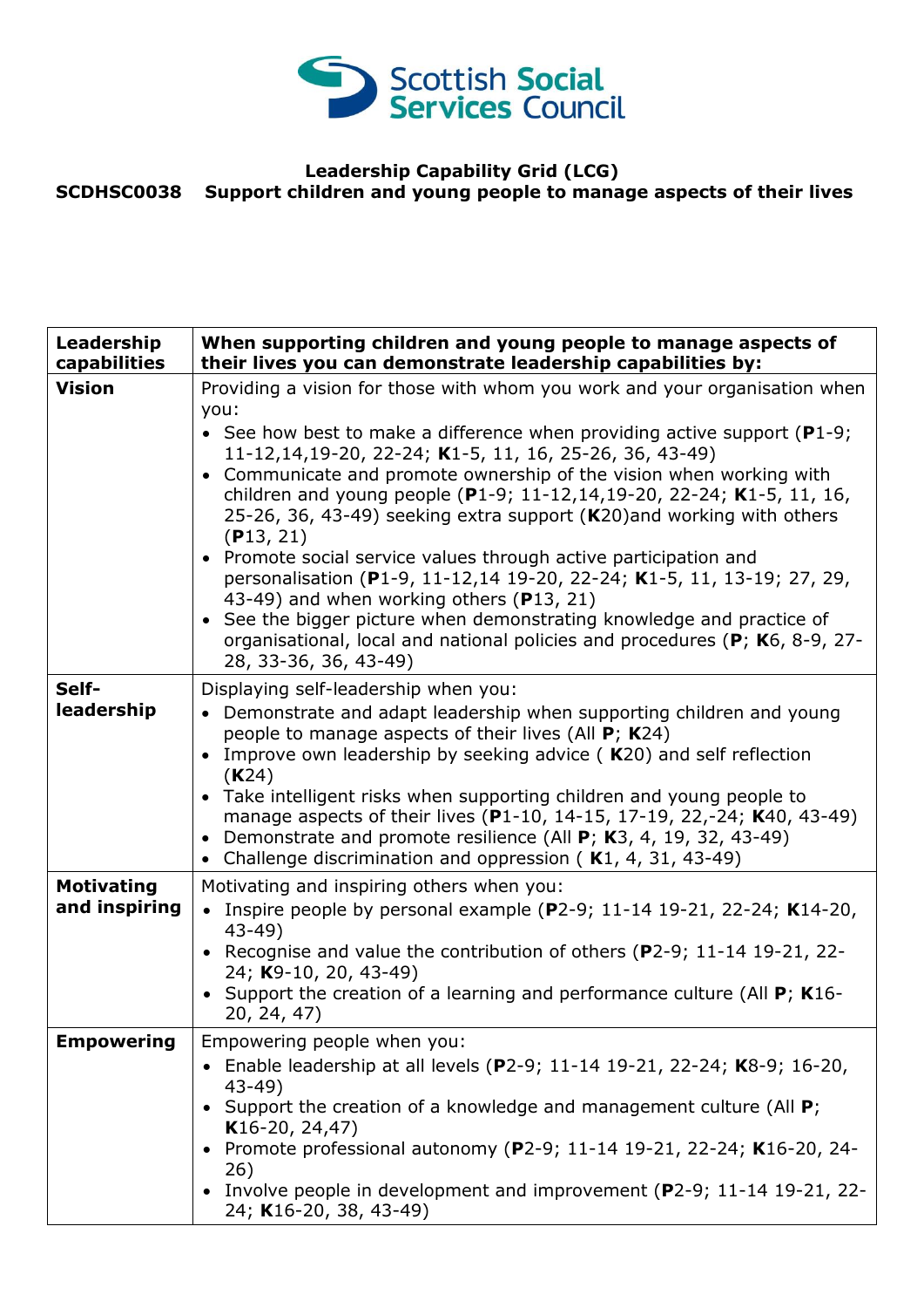Scottish Social Services Council

**Leadership Capability Grid (LCG)**
**SCDHSC0038 Support children and young people to manage aspects of their lives**

| **Leadership capabilities** | **When supporting children and young people to manage aspects of their lives you can demonstrate leadership capabilities by:** |
|---|---|
| **Vision** | Providing a vision for those with whom you work and your organisation when you:<br>• See how best to make a difference when providing active support (**P**1-9; 11-12,14,19-20, 22-24; **K**1-5, 11, 16, 25-26, 36, 43-49)<br>• Communicate and promote ownership of the vision when working with children and young people (**P**1-9; 11-12,14,19-20, 22-24; **K**1-5, 11, 16, 25-26, 36, 43-49) seeking extra support (**K**20)and working with others (**P**13, 21)<br>• Promote social service values through active participation and personalisation (**P**1-9, 11-12,14 19-20, 22-24; **K**1-5, 11, 13-19; 27, 29, 43-49) and when working others (**P**13, 21)<br>• See the bigger picture when demonstrating knowledge and practice of organisational, local and national policies and procedures (**P**; **K**6, 8-9, 27-28, 33-36, 36, 43-49) |
| **Self-leadership** | Displaying self-leadership when you:<br>• Demonstrate and adapt leadership when supporting children and young people to manage aspects of their lives (All **P**; **K**24)<br>• Improve own leadership by seeking advice ( **K**20) and self reflection (**K**24)<br>• Take intelligent risks when supporting children and young people to manage aspects of their lives (**P**1-10, 14-15, 17-19, 22,-24; **K**40, 43-49)<br>• Demonstrate and promote resilience (All **P**; **K**3, 4, 19, 32, 43-49)<br>• Challenge discrimination and oppression ( **K**1, 4, 31, 43-49) |
| **Motivating and inspiring** | Motivating and inspiring others when you:<br>• Inspire people by personal example (**P**2-9; 11-14 19-21, 22-24; **K**14-20, 43-49)<br>• Recognise and value the contribution of others (**P**2-9; 11-14 19-21, 22-24; **K**9-10, 20, 43-49)<br>• Support the creation of a learning and performance culture (All **P**; **K**16-20, 24, 47) |
| **Empowering** | Empowering people when you:<br>• Enable leadership at all levels (**P**2-9; 11-14 19-21, 22-24; **K**8-9; 16-20, 43-49)<br>• Support the creation of a knowledge and management culture (All **P**; **K**16-20, 24,47)<br>• Promote professional autonomy (**P**2-9; 11-14 19-21, 22-24; **K**16-20, 24-26)<br>• Involve people in development and improvement (**P**2-9; 11-14 19-21, 22-24; **K**16-20, 38, 43-49) |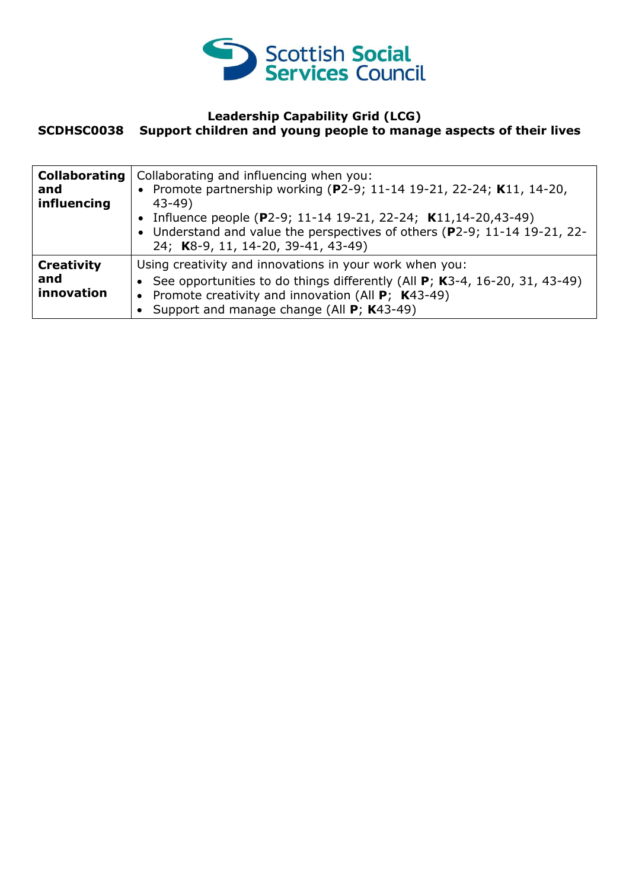**Leadership Capability Grid (LCG)**

**SCDHSC0038 Support children and young people to manage aspects of their lives**

| | |
|---|---|
| **Collaborating and influencing** | Collaborating and influencing when you:<br>• Promote partnership working (**P**2-9; 11-14 19-21, 22-24; **K**11, 14-20, 43-49)<br>• Influence people (**P**2-9; 11-14 19-21, 22-24; **K**11,14-20,43-49)<br>• Understand and value the perspectives of others (**P**2-9; 11-14 19-21, 22-24; **K**8-9, 11, 14-20, 39-41, 43-49) |
| **Creativity and innovation** | Using creativity and innovations in your work when you:<br>• See opportunities to do things differently (All **P**; **K**3-4, 16-20, 31, 43-49)<br>• Promote creativity and innovation (All **P**; **K**43-49)<br>• Support and manage change (All **P**; **K**43-49) |